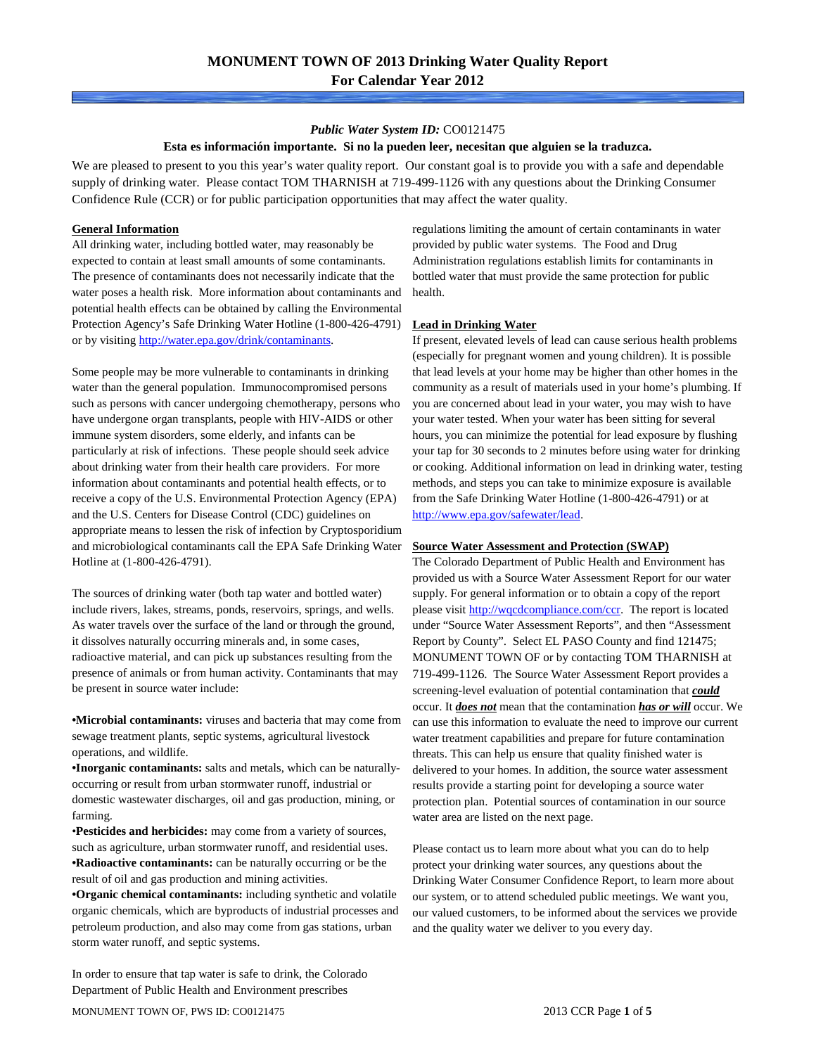# MONUMENT TOWN OF 2013 Drinking Water Quality Report
## For Calendar Year 2012

***Public Water System ID:*** CO0121475

**Esta es información importante. Si no la pueden leer, necesitan que alguien se la traduzca.**

We are pleased to present to you this year's water quality report. Our constant goal is to provide you with a safe and dependable supply of drinking water. Please contact TOM THARNISH at 719-499-1126 with any questions about the Drinking Consumer Confidence Rule (CCR) or for public participation opportunities that may affect the water quality.

### General Information

All drinking water, including bottled water, may reasonably be expected to contain at least small amounts of some contaminants. The presence of contaminants does not necessarily indicate that the water poses a health risk. More information about contaminants and potential health effects can be obtained by calling the Environmental Protection Agency's Safe Drinking Water Hotline (1-800-426-4791) or by visiting http://water.epa.gov/drink/contaminants.

Some people may be more vulnerable to contaminants in drinking water than the general population. Immunocompromised persons such as persons with cancer undergoing chemotherapy, persons who have undergone organ transplants, people with HIV-AIDS or other immune system disorders, some elderly, and infants can be particularly at risk of infections. These people should seek advice about drinking water from their health care providers. For more information about contaminants and potential health effects, or to receive a copy of the U.S. Environmental Protection Agency (EPA) and the U.S. Centers for Disease Control (CDC) guidelines on appropriate means to lessen the risk of infection by Cryptosporidium and microbiological contaminants call the EPA Safe Drinking Water Hotline at (1-800-426-4791).

The sources of drinking water (both tap water and bottled water) include rivers, lakes, streams, ponds, reservoirs, springs, and wells. As water travels over the surface of the land or through the ground, it dissolves naturally occurring minerals and, in some cases, radioactive material, and can pick up substances resulting from the presence of animals or from human activity. Contaminants that may be present in source water include:

- **Microbial contaminants:** viruses and bacteria that may come from sewage treatment plants, septic systems, agricultural livestock operations, and wildlife.
- **Inorganic contaminants:** salts and metals, which can be naturally-occurring or result from urban stormwater runoff, industrial or domestic wastewater discharges, oil and gas production, mining, or farming.
- **Pesticides and herbicides:** may come from a variety of sources, such as agriculture, urban stormwater runoff, and residential uses.
- **Radioactive contaminants:** can be naturally occurring or be the result of oil and gas production and mining activities.
- **Organic chemical contaminants:** including synthetic and volatile organic chemicals, which are byproducts of industrial processes and petroleum production, and also may come from gas stations, urban storm water runoff, and septic systems.

In order to ensure that tap water is safe to drink, the Colorado Department of Public Health and Environment prescribes regulations limiting the amount of certain contaminants in water provided by public water systems. The Food and Drug Administration regulations establish limits for contaminants in bottled water that must provide the same protection for public health.

### Lead in Drinking Water

If present, elevated levels of lead can cause serious health problems (especially for pregnant women and young children). It is possible that lead levels at your home may be higher than other homes in the community as a result of materials used in your home's plumbing. If you are concerned about lead in your water, you may wish to have your water tested. When your water has been sitting for several hours, you can minimize the potential for lead exposure by flushing your tap for 30 seconds to 2 minutes before using water for drinking or cooking. Additional information on lead in drinking water, testing methods, and steps you can take to minimize exposure is available from the Safe Drinking Water Hotline (1-800-426-4791) or at http://www.epa.gov/safewater/lead.

### Source Water Assessment and Protection (SWAP)

The Colorado Department of Public Health and Environment has provided us with a Source Water Assessment Report for our water supply. For general information or to obtain a copy of the report please visit http://wqcdcompliance.com/ccr. The report is located under "Source Water Assessment Reports", and then "Assessment Report by County". Select EL PASO County and find 121475; MONUMENT TOWN OF or by contacting TOM THARNISH at 719-499-1126. The Source Water Assessment Report provides a screening-level evaluation of potential contamination that ***could*** occur. It ***does not*** mean that the contamination ***has or will*** occur. We can use this information to evaluate the need to improve our current water treatment capabilities and prepare for future contamination threats. This can help us ensure that quality finished water is delivered to your homes. In addition, the source water assessment results provide a starting point for developing a source water protection plan. Potential sources of contamination in our source water area are listed on the next page.

Please contact us to learn more about what you can do to help protect your drinking water sources, any questions about the Drinking Water Consumer Confidence Report, to learn more about our system, or to attend scheduled public meetings. We want you, our valued customers, to be informed about the services we provide and the quality water we deliver to you every day.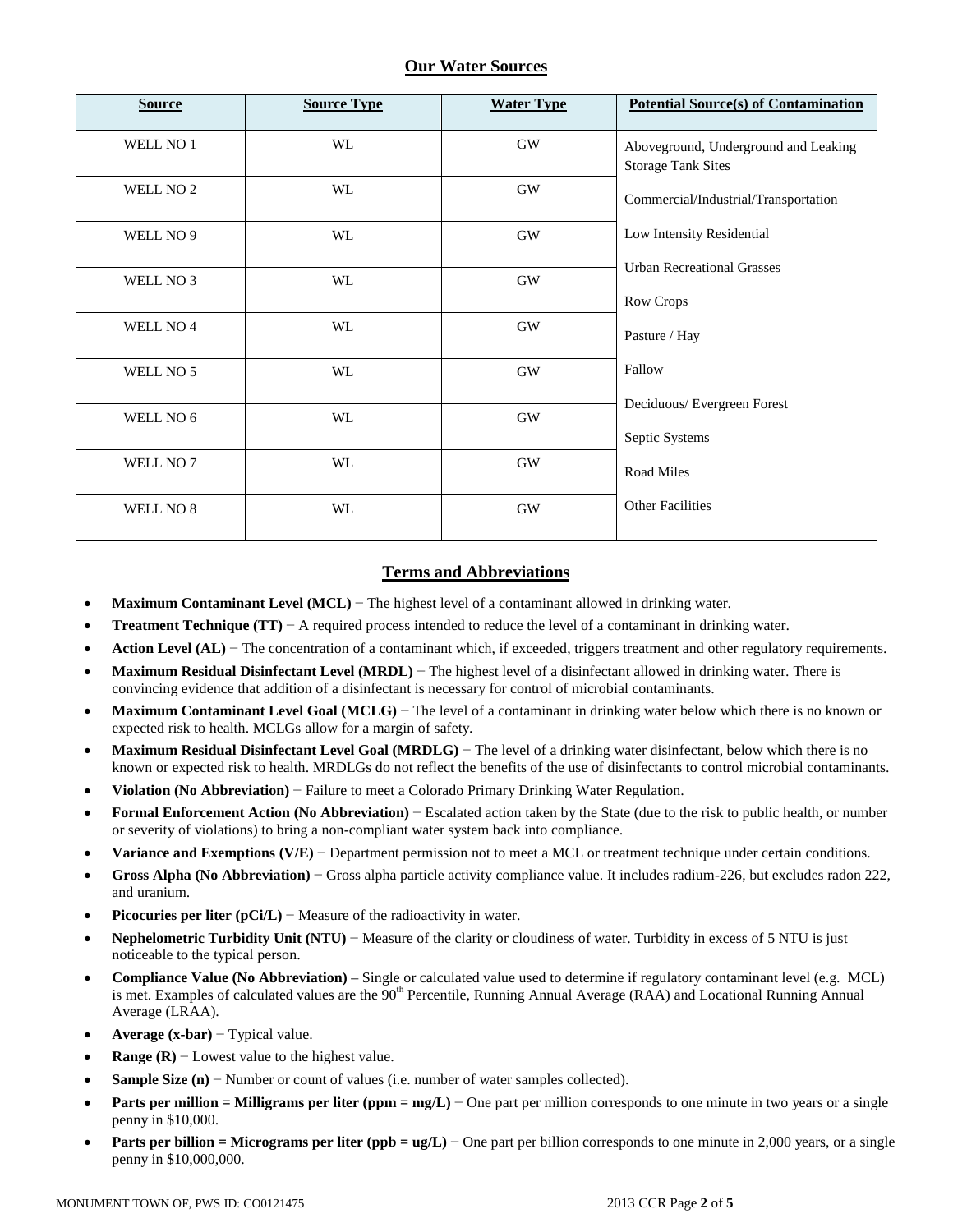## Our Water Sources

| Source | Source Type | Water Type | Potential Source(s) of Contamination |
|---|---|---|---|
| WELL NO 1 | WL | GW | Aboveground, Underground and Leaking Storage Tank Sites<br>Commercial/Industrial/Transportation<br>Low Intensity Residential<br>Urban Recreational Grasses<br>Row Crops<br>Pasture / Hay<br>Fallow<br>Deciduous/ Evergreen Forest<br>Septic Systems<br>Road Miles<br>Other Facilities |
| WELL NO 2 | WL | GW | |
| WELL NO 9 | WL | GW | |
| WELL NO 3 | WL | GW | |
| WELL NO 4 | WL | GW | |
| WELL NO 5 | WL | GW | |
| WELL NO 6 | WL | GW | |
| WELL NO 7 | WL | GW | |
| WELL NO 8 | WL | GW | |

## Terms and Abbreviations

- **Maximum Contaminant Level (MCL)** − The highest level of a contaminant allowed in drinking water.
- **Treatment Technique (TT)** − A required process intended to reduce the level of a contaminant in drinking water.
- **Action Level (AL)** − The concentration of a contaminant which, if exceeded, triggers treatment and other regulatory requirements.
- **Maximum Residual Disinfectant Level (MRDL)** − The highest level of a disinfectant allowed in drinking water. There is convincing evidence that addition of a disinfectant is necessary for control of microbial contaminants.
- **Maximum Contaminant Level Goal (MCLG)** − The level of a contaminant in drinking water below which there is no known or expected risk to health. MCLGs allow for a margin of safety.
- **Maximum Residual Disinfectant Level Goal (MRDLG)** − The level of a drinking water disinfectant, below which there is no known or expected risk to health. MRDLGs do not reflect the benefits of the use of disinfectants to control microbial contaminants.
- **Violation (No Abbreviation)** − Failure to meet a Colorado Primary Drinking Water Regulation.
- **Formal Enforcement Action (No Abbreviation)** − Escalated action taken by the State (due to the risk to public health, or number or severity of violations) to bring a non-compliant water system back into compliance.
- **Variance and Exemptions (V/E)** − Department permission not to meet a MCL or treatment technique under certain conditions.
- **Gross Alpha (No Abbreviation)** − Gross alpha particle activity compliance value. It includes radium-226, but excludes radon 222, and uranium.
- **Picocuries per liter (pCi/L)** − Measure of the radioactivity in water.
- **Nephelometric Turbidity Unit (NTU)** − Measure of the clarity or cloudiness of water. Turbidity in excess of 5 NTU is just noticeable to the typical person.
- **Compliance Value (No Abbreviation)** – Single or calculated value used to determine if regulatory contaminant level (e.g. MCL) is met. Examples of calculated values are the 90$^{th}$ Percentile, Running Annual Average (RAA) and Locational Running Annual Average (LRAA).
- **Average (x-bar)** − Typical value.
- **Range (R)** − Lowest value to the highest value.
- **Sample Size (n)** − Number or count of values (i.e. number of water samples collected).
- **Parts per million = Milligrams per liter (ppm = mg/L)** − One part per million corresponds to one minute in two years or a single penny in $10,000.
- **Parts per billion = Micrograms per liter (ppb = ug/L)** − One part per billion corresponds to one minute in 2,000 years, or a single penny in $10,000,000.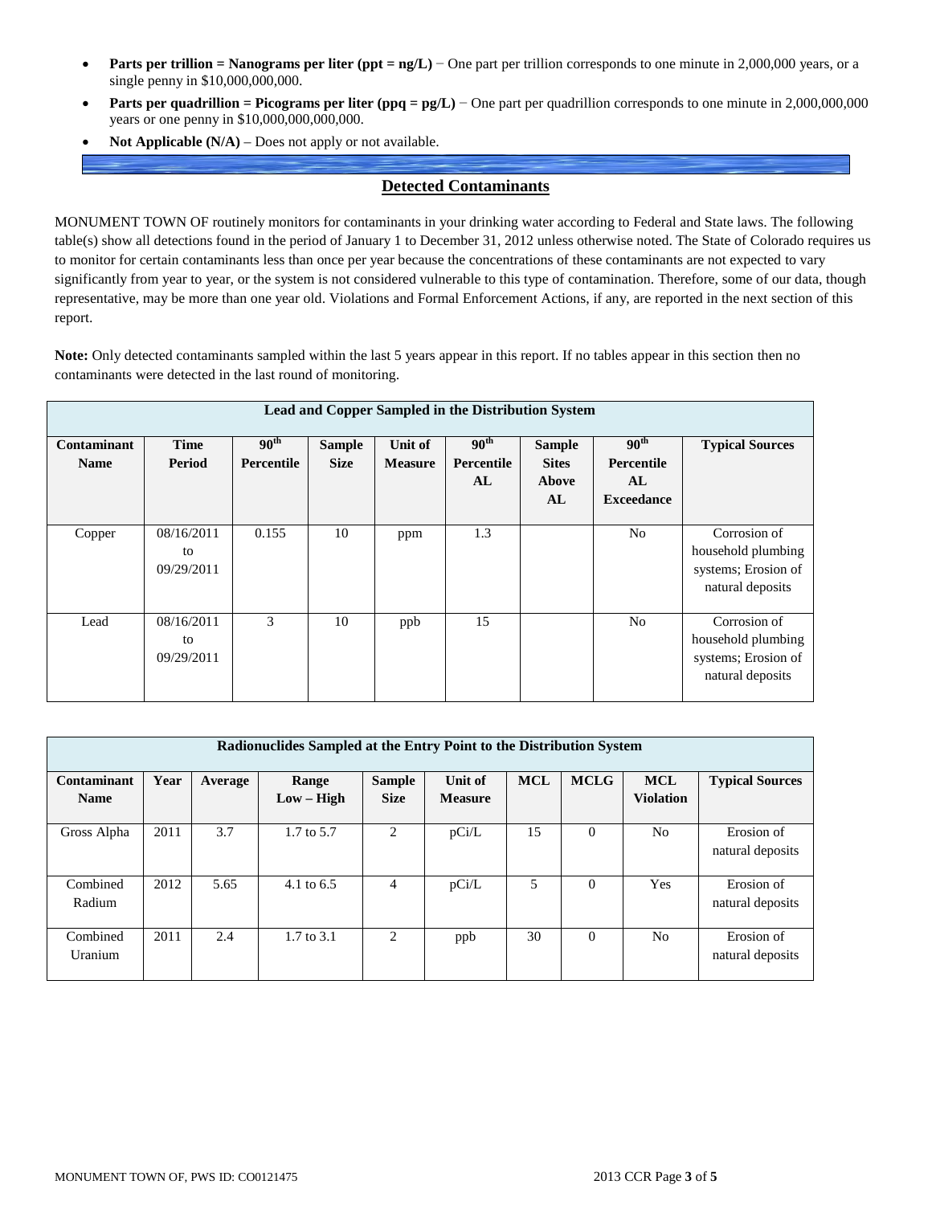- **Parts per trillion = Nanograms per liter (ppt = ng/L)** − One part per trillion corresponds to one minute in 2,000,000 years, or a single penny in $10,000,000,000.
- **Parts per quadrillion = Picograms per liter (ppq = pg/L)** − One part per quadrillion corresponds to one minute in 2,000,000,000 years or one penny in $10,000,000,000,000.
- **Not Applicable (N/A)** – Does not apply or not available.

## Detected Contaminants

MONUMENT TOWN OF routinely monitors for contaminants in your drinking water according to Federal and State laws. The following table(s) show all detections found in the period of January 1 to December 31, 2012 unless otherwise noted. The State of Colorado requires us to monitor for certain contaminants less than once per year because the concentrations of these contaminants are not expected to vary significantly from year to year, or the system is not considered vulnerable to this type of contamination. Therefore, some of our data, though representative, may be more than one year old. Violations and Formal Enforcement Actions, if any, are reported in the next section of this report.

**Note:** Only detected contaminants sampled within the last 5 years appear in this report. If no tables appear in this section then no contaminants were detected in the last round of monitoring.

**Lead and Copper Sampled in the Distribution System**

| Contaminant Name | Time Period | 90th Percentile | Sample Size | Unit of Measure | 90th Percentile AL | Sample Sites Above AL | 90th Percentile AL Exceedance | Typical Sources |
|---|---|---|---|---|---|---|---|---|
| Copper | 08/16/2011 to 09/29/2011 | 0.155 | 10 | ppm | 1.3 | | No | Corrosion of household plumbing systems; Erosion of natural deposits |
| Lead | 08/16/2011 to 09/29/2011 | 3 | 10 | ppb | 15 | | No | Corrosion of household plumbing systems; Erosion of natural deposits |

**Radionuclides Sampled at the Entry Point to the Distribution System**

| Contaminant Name | Year | Average | Range Low – High | Sample Size | Unit of Measure | MCL | MCLG | MCL Violation | Typical Sources |
|---|---|---|---|---|---|---|---|---|---|
| Gross Alpha | 2011 | 3.7 | 1.7 to 5.7 | 2 | pCi/L | 15 | 0 | No | Erosion of natural deposits |
| Combined Radium | 2012 | 5.65 | 4.1 to 6.5 | 4 | pCi/L | 5 | 0 | Yes | Erosion of natural deposits |
| Combined Uranium | 2011 | 2.4 | 1.7 to 3.1 | 2 | ppb | 30 | 0 | No | Erosion of natural deposits |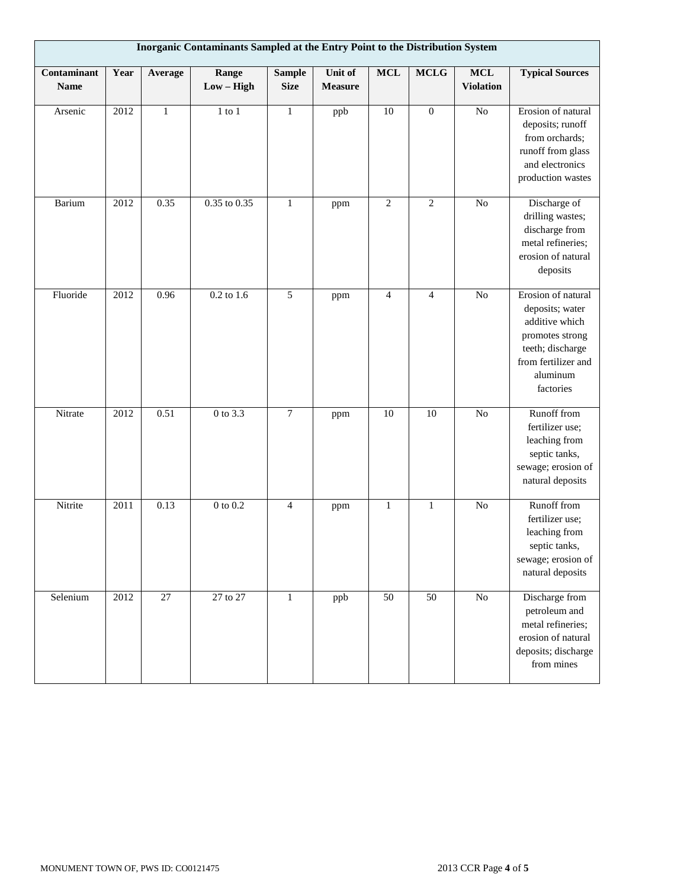| Inorganic Contaminants Sampled at the Entry Point to the Distribution System | | | | | | | | | |
|---|---|---|---|---|---|---|---|---|---|
| **Contaminant Name** | **Year** | **Average** | **Range Low – High** | **Sample Size** | **Unit of Measure** | **MCL** | **MCLG** | **MCL Violation** | **Typical Sources** |
| Arsenic | 2012 | 1 | 1 to 1 | 1 | ppb | 10 | 0 | No | Erosion of natural deposits; runoff from orchards; runoff from glass and electronics production wastes |
| Barium | 2012 | 0.35 | 0.35 to 0.35 | 1 | ppm | 2 | 2 | No | Discharge of drilling wastes; discharge from metal refineries; erosion of natural deposits |
| Fluoride | 2012 | 0.96 | 0.2 to 1.6 | 5 | ppm | 4 | 4 | No | Erosion of natural deposits; water additive which promotes strong teeth; discharge from fertilizer and aluminum factories |
| Nitrate | 2012 | 0.51 | 0 to 3.3 | 7 | ppm | 10 | 10 | No | Runoff from fertilizer use; leaching from septic tanks, sewage; erosion of natural deposits |
| Nitrite | 2011 | 0.13 | 0 to 0.2 | 4 | ppm | 1 | 1 | No | Runoff from fertilizer use; leaching from septic tanks, sewage; erosion of natural deposits |
| Selenium | 2012 | 27 | 27 to 27 | 1 | ppb | 50 | 50 | No | Discharge from petroleum and metal refineries; erosion of natural deposits; discharge from mines |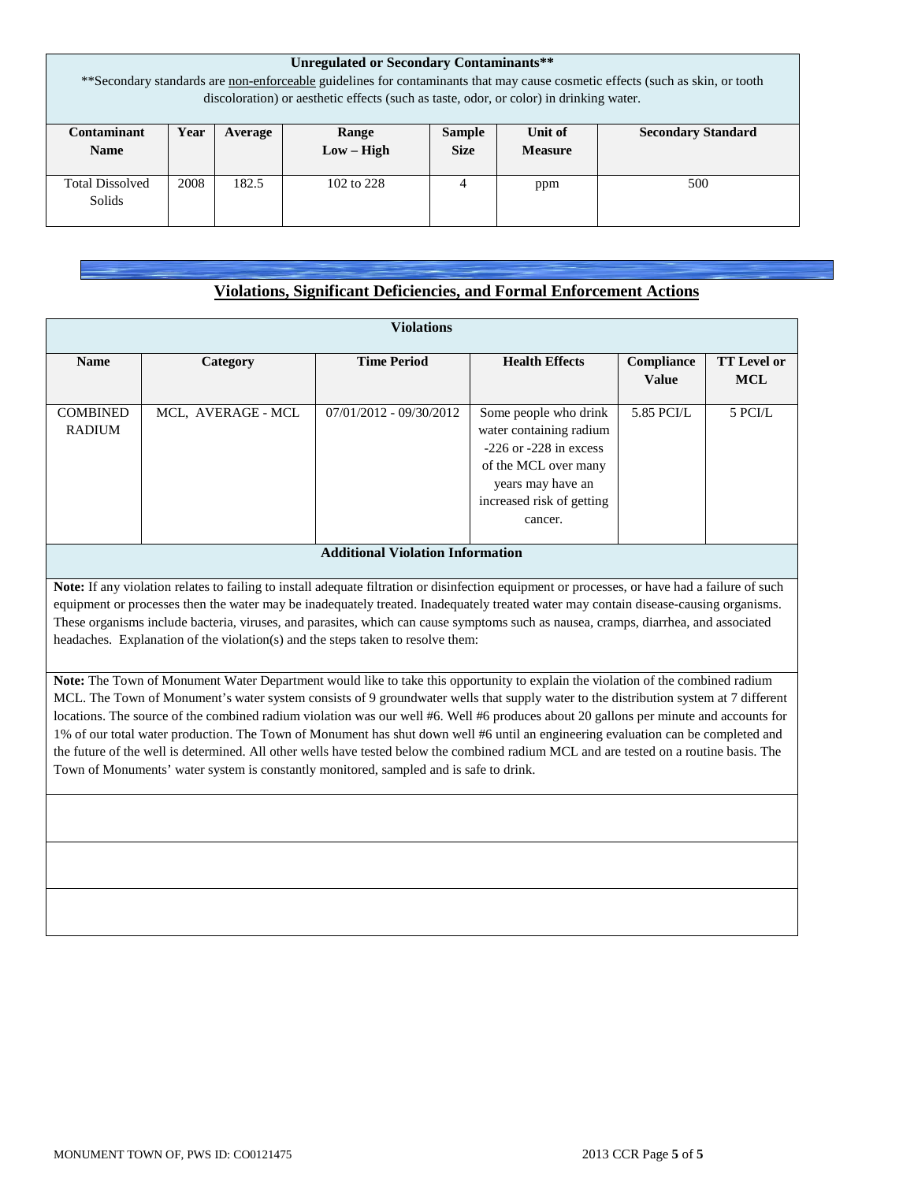| Unregulated or Secondary Contaminants** | | | | | | |
|---|---|---|---|---|---|---|
| **Secondary standards are <u>non-enforceable</u> guidelines for contaminants that may cause cosmetic effects (such as skin, or tooth discoloration) or aesthetic effects (such as taste, odor, or color) in drinking water. | | | | | | |
| **Contaminant Name** | **Year** | **Average** | **Range Low – High** | **Sample Size** | **Unit of Measure** | **Secondary Standard** |
| Total Dissolved Solids | 2008 | 182.5 | 102 to 228 | 4 | ppm | 500 |

## Violations, Significant Deficiencies, and Formal Enforcement Actions

| Violations | | | | | |
|---|---|---|---|---|---|
| **Name** | **Category** | **Time Period** | **Health Effects** | **Compliance Value** | **TT Level or MCL** |
| COMBINED RADIUM | MCL, AVERAGE - MCL | 07/01/2012 - 09/30/2012 | Some people who drink water containing radium -226 or -228 in excess of the MCL over many years may have an increased risk of getting cancer. | 5.85 PCI/L | 5 PCI/L |

**Additional Violation Information**

**Note:** If any violation relates to failing to install adequate filtration or disinfection equipment or processes, or have had a failure of such equipment or processes then the water may be inadequately treated. Inadequately treated water may contain disease-causing organisms. These organisms include bacteria, viruses, and parasites, which can cause symptoms such as nausea, cramps, diarrhea, and associated headaches. Explanation of the violation(s) and the steps taken to resolve them:

**Note:** The Town of Monument Water Department would like to take this opportunity to explain the violation of the combined radium MCL. The Town of Monument's water system consists of 9 groundwater wells that supply water to the distribution system at 7 different locations. The source of the combined radium violation was our well #6. Well #6 produces about 20 gallons per minute and accounts for 1% of our total water production. The Town of Monument has shut down well #6 until an engineering evaluation can be completed and the future of the well is determined. All other wells have tested below the combined radium MCL and are tested on a routine basis. The Town of Monuments' water system is constantly monitored, sampled and is safe to drink.